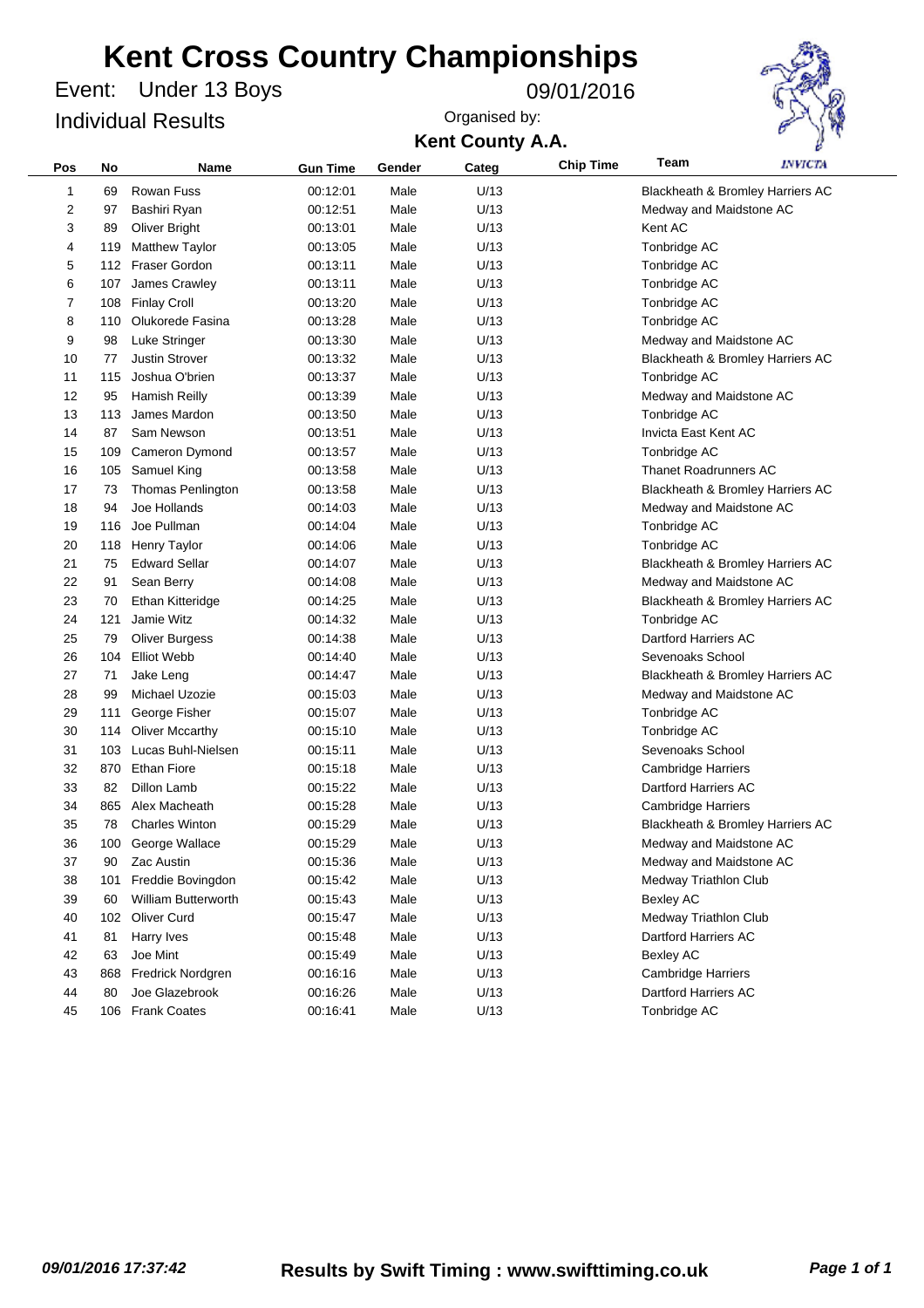# Kent Cross Country Championships

Event: Under 13 Boys

09/01/2016

Individual Results

Organised by:

**Kent County A.A.**

| Pos | No | Name | Gun Time | Gender | Categ | Chip Time | Team |
|---|---|---|---|---|---|---|---|
| 1 | 69 | Rowan Fuss | 00:12:01 | Male | U/13 | | Blackheath & Bromley Harriers AC |
| 2 | 97 | Bashiri Ryan | 00:12:51 | Male | U/13 | | Medway and Maidstone AC |
| 3 | 89 | Oliver Bright | 00:13:01 | Male | U/13 | | Kent AC |
| 4 | 119 | Matthew Taylor | 00:13:05 | Male | U/13 | | Tonbridge AC |
| 5 | 112 | Fraser Gordon | 00:13:11 | Male | U/13 | | Tonbridge AC |
| 6 | 107 | James Crawley | 00:13:11 | Male | U/13 | | Tonbridge AC |
| 7 | 108 | Finlay Croll | 00:13:20 | Male | U/13 | | Tonbridge AC |
| 8 | 110 | Olukorede Fasina | 00:13:28 | Male | U/13 | | Tonbridge AC |
| 9 | 98 | Luke Stringer | 00:13:30 | Male | U/13 | | Medway and Maidstone AC |
| 10 | 77 | Justin Strover | 00:13:32 | Male | U/13 | | Blackheath & Bromley Harriers AC |
| 11 | 115 | Joshua O'brien | 00:13:37 | Male | U/13 | | Tonbridge AC |
| 12 | 95 | Hamish Reilly | 00:13:39 | Male | U/13 | | Medway and Maidstone AC |
| 13 | 113 | James Mardon | 00:13:50 | Male | U/13 | | Tonbridge AC |
| 14 | 87 | Sam Newson | 00:13:51 | Male | U/13 | | Invicta East Kent AC |
| 15 | 109 | Cameron Dymond | 00:13:57 | Male | U/13 | | Tonbridge AC |
| 16 | 105 | Samuel King | 00:13:58 | Male | U/13 | | Thanet Roadrunners AC |
| 17 | 73 | Thomas Penlington | 00:13:58 | Male | U/13 | | Blackheath & Bromley Harriers AC |
| 18 | 94 | Joe Hollands | 00:14:03 | Male | U/13 | | Medway and Maidstone AC |
| 19 | 116 | Joe Pullman | 00:14:04 | Male | U/13 | | Tonbridge AC |
| 20 | 118 | Henry Taylor | 00:14:06 | Male | U/13 | | Tonbridge AC |
| 21 | 75 | Edward Sellar | 00:14:07 | Male | U/13 | | Blackheath & Bromley Harriers AC |
| 22 | 91 | Sean Berry | 00:14:08 | Male | U/13 | | Medway and Maidstone AC |
| 23 | 70 | Ethan Kitteridge | 00:14:25 | Male | U/13 | | Blackheath & Bromley Harriers AC |
| 24 | 121 | Jamie Witz | 00:14:32 | Male | U/13 | | Tonbridge AC |
| 25 | 79 | Oliver Burgess | 00:14:38 | Male | U/13 | | Dartford Harriers AC |
| 26 | 104 | Elliot Webb | 00:14:40 | Male | U/13 | | Sevenoaks School |
| 27 | 71 | Jake Leng | 00:14:47 | Male | U/13 | | Blackheath & Bromley Harriers AC |
| 28 | 99 | Michael Uzozie | 00:15:03 | Male | U/13 | | Medway and Maidstone AC |
| 29 | 111 | George Fisher | 00:15:07 | Male | U/13 | | Tonbridge AC |
| 30 | 114 | Oliver Mccarthy | 00:15:10 | Male | U/13 | | Tonbridge AC |
| 31 | 103 | Lucas Buhl-Nielsen | 00:15:11 | Male | U/13 | | Sevenoaks School |
| 32 | 870 | Ethan Fiore | 00:15:18 | Male | U/13 | | Cambridge Harriers |
| 33 | 82 | Dillon Lamb | 00:15:22 | Male | U/13 | | Dartford Harriers AC |
| 34 | 865 | Alex Macheath | 00:15:28 | Male | U/13 | | Cambridge Harriers |
| 35 | 78 | Charles Winton | 00:15:29 | Male | U/13 | | Blackheath & Bromley Harriers AC |
| 36 | 100 | George Wallace | 00:15:29 | Male | U/13 | | Medway and Maidstone AC |
| 37 | 90 | Zac Austin | 00:15:36 | Male | U/13 | | Medway and Maidstone AC |
| 38 | 101 | Freddie Bovingdon | 00:15:42 | Male | U/13 | | Medway Triathlon Club |
| 39 | 60 | William Butterworth | 00:15:43 | Male | U/13 | | Bexley AC |
| 40 | 102 | Oliver Curd | 00:15:47 | Male | U/13 | | Medway Triathlon Club |
| 41 | 81 | Harry Ives | 00:15:48 | Male | U/13 | | Dartford Harriers AC |
| 42 | 63 | Joe Mint | 00:15:49 | Male | U/13 | | Bexley AC |
| 43 | 868 | Fredrick Nordgren | 00:16:16 | Male | U/13 | | Cambridge Harriers |
| 44 | 80 | Joe Glazebrook | 00:16:26 | Male | U/13 | | Dartford Harriers AC |
| 45 | 106 | Frank Coates | 00:16:41 | Male | U/13 | | Tonbridge AC |

*09/01/2016 17:37:42* **Results by Swift Timing : www.swifttiming.co.uk**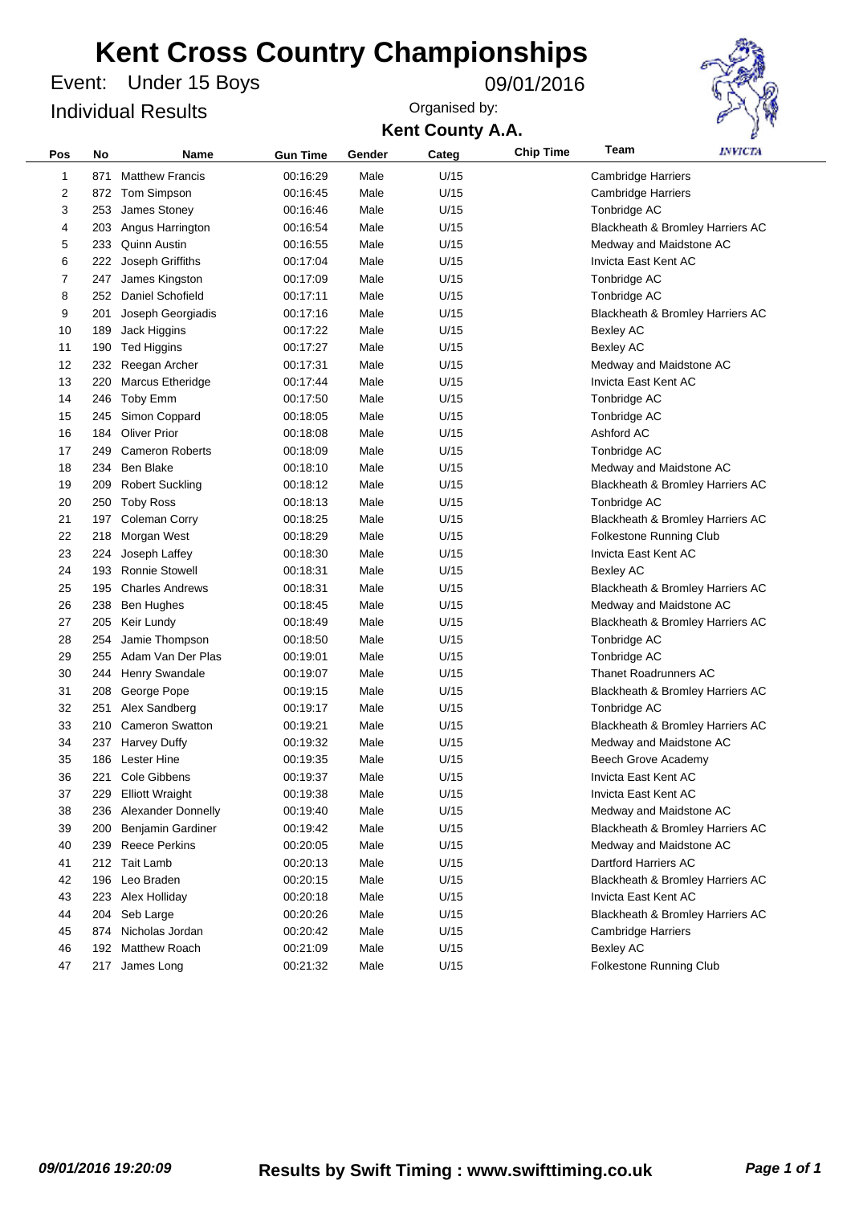# Kent Cross Country Championships

Event: Under 15 Boys

09/01/2016

Individual Results

Organised by:

**Kent County A.A.**

| Pos | No | Name | Gun Time | Gender | Categ | Chip Time | Team |
|---|---|---|---|---|---|---|---|
| 1 | 871 | Matthew Francis | 00:16:29 | Male | U/15 | | Cambridge Harriers |
| 2 | 872 | Tom Simpson | 00:16:45 | Male | U/15 | | Cambridge Harriers |
| 3 | 253 | James Stoney | 00:16:46 | Male | U/15 | | Tonbridge AC |
| 4 | 203 | Angus Harrington | 00:16:54 | Male | U/15 | | Blackheath & Bromley Harriers AC |
| 5 | 233 | Quinn Austin | 00:16:55 | Male | U/15 | | Medway and Maidstone AC |
| 6 | 222 | Joseph Griffiths | 00:17:04 | Male | U/15 | | Invicta East Kent AC |
| 7 | 247 | James Kingston | 00:17:09 | Male | U/15 | | Tonbridge AC |
| 8 | 252 | Daniel Schofield | 00:17:11 | Male | U/15 | | Tonbridge AC |
| 9 | 201 | Joseph Georgiadis | 00:17:16 | Male | U/15 | | Blackheath & Bromley Harriers AC |
| 10 | 189 | Jack Higgins | 00:17:22 | Male | U/15 | | Bexley AC |
| 11 | 190 | Ted Higgins | 00:17:27 | Male | U/15 | | Bexley AC |
| 12 | 232 | Reegan Archer | 00:17:31 | Male | U/15 | | Medway and Maidstone AC |
| 13 | 220 | Marcus Etheridge | 00:17:44 | Male | U/15 | | Invicta East Kent AC |
| 14 | 246 | Toby Emm | 00:17:50 | Male | U/15 | | Tonbridge AC |
| 15 | 245 | Simon Coppard | 00:18:05 | Male | U/15 | | Tonbridge AC |
| 16 | 184 | Oliver Prior | 00:18:08 | Male | U/15 | | Ashford AC |
| 17 | 249 | Cameron Roberts | 00:18:09 | Male | U/15 | | Tonbridge AC |
| 18 | 234 | Ben Blake | 00:18:10 | Male | U/15 | | Medway and Maidstone AC |
| 19 | 209 | Robert Suckling | 00:18:12 | Male | U/15 | | Blackheath & Bromley Harriers AC |
| 20 | 250 | Toby Ross | 00:18:13 | Male | U/15 | | Tonbridge AC |
| 21 | 197 | Coleman Corry | 00:18:25 | Male | U/15 | | Blackheath & Bromley Harriers AC |
| 22 | 218 | Morgan West | 00:18:29 | Male | U/15 | | Folkestone Running Club |
| 23 | 224 | Joseph Laffey | 00:18:30 | Male | U/15 | | Invicta East Kent AC |
| 24 | 193 | Ronnie Stowell | 00:18:31 | Male | U/15 | | Bexley AC |
| 25 | 195 | Charles Andrews | 00:18:31 | Male | U/15 | | Blackheath & Bromley Harriers AC |
| 26 | 238 | Ben Hughes | 00:18:45 | Male | U/15 | | Medway and Maidstone AC |
| 27 | 205 | Keir Lundy | 00:18:49 | Male | U/15 | | Blackheath & Bromley Harriers AC |
| 28 | 254 | Jamie Thompson | 00:18:50 | Male | U/15 | | Tonbridge AC |
| 29 | 255 | Adam Van Der Plas | 00:19:01 | Male | U/15 | | Tonbridge AC |
| 30 | 244 | Henry Swandale | 00:19:07 | Male | U/15 | | Thanet Roadrunners AC |
| 31 | 208 | George Pope | 00:19:15 | Male | U/15 | | Blackheath & Bromley Harriers AC |
| 32 | 251 | Alex Sandberg | 00:19:17 | Male | U/15 | | Tonbridge AC |
| 33 | 210 | Cameron Swatton | 00:19:21 | Male | U/15 | | Blackheath & Bromley Harriers AC |
| 34 | 237 | Harvey Duffy | 00:19:32 | Male | U/15 | | Medway and Maidstone AC |
| 35 | 186 | Lester Hine | 00:19:35 | Male | U/15 | | Beech Grove Academy |
| 36 | 221 | Cole Gibbens | 00:19:37 | Male | U/15 | | Invicta East Kent AC |
| 37 | 229 | Elliott Wraight | 00:19:38 | Male | U/15 | | Invicta East Kent AC |
| 38 | 236 | Alexander Donnelly | 00:19:40 | Male | U/15 | | Medway and Maidstone AC |
| 39 | 200 | Benjamin Gardiner | 00:19:42 | Male | U/15 | | Blackheath & Bromley Harriers AC |
| 40 | 239 | Reece Perkins | 00:20:05 | Male | U/15 | | Medway and Maidstone AC |
| 41 | 212 | Tait Lamb | 00:20:13 | Male | U/15 | | Dartford Harriers AC |
| 42 | 196 | Leo Braden | 00:20:15 | Male | U/15 | | Blackheath & Bromley Harriers AC |
| 43 | 223 | Alex Holliday | 00:20:18 | Male | U/15 | | Invicta East Kent AC |
| 44 | 204 | Seb Large | 00:20:26 | Male | U/15 | | Blackheath & Bromley Harriers AC |
| 45 | 874 | Nicholas Jordan | 00:20:42 | Male | U/15 | | Cambridge Harriers |
| 46 | 192 | Matthew Roach | 00:21:09 | Male | U/15 | | Bexley AC |
| 47 | 217 | James Long | 00:21:32 | Male | U/15 | | Folkestone Running Club |

*09/01/2016 19:20:09* **Results by Swift Timing : www.swifttiming.co.uk**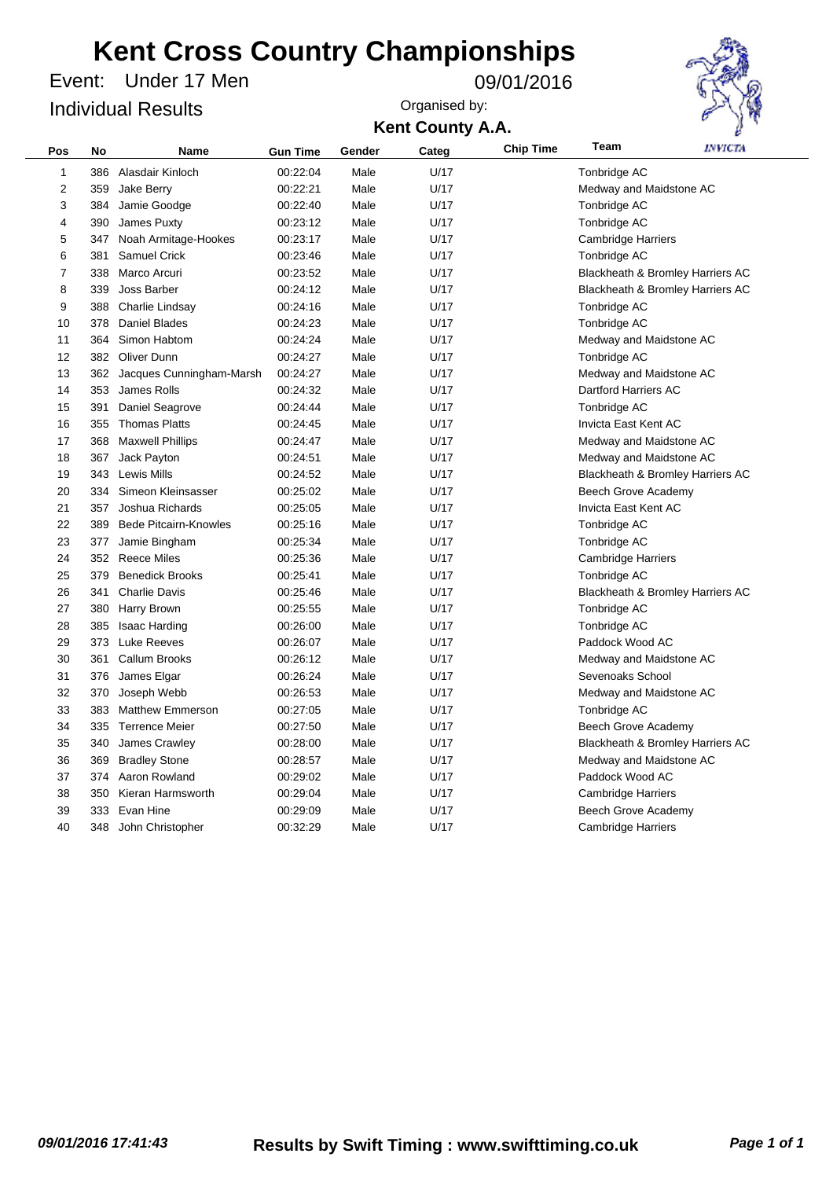# Kent Cross Country Championships

Event: Under 17 Men

09/01/2016

Individual Results

Organised by:

**Kent County A.A.**

| Pos | No | Name | Gun Time | Gender | Categ | Chip Time | Team |
|---|---|---|---|---|---|---|---|
| 1 | 386 | Alasdair Kinloch | 00:22:04 | Male | U/17 | | Tonbridge AC |
| 2 | 359 | Jake Berry | 00:22:21 | Male | U/17 | | Medway and Maidstone AC |
| 3 | 384 | Jamie Goodge | 00:22:40 | Male | U/17 | | Tonbridge AC |
| 4 | 390 | James Puxty | 00:23:12 | Male | U/17 | | Tonbridge AC |
| 5 | 347 | Noah Armitage-Hookes | 00:23:17 | Male | U/17 | | Cambridge Harriers |
| 6 | 381 | Samuel Crick | 00:23:46 | Male | U/17 | | Tonbridge AC |
| 7 | 338 | Marco Arcuri | 00:23:52 | Male | U/17 | | Blackheath & Bromley Harriers AC |
| 8 | 339 | Joss Barber | 00:24:12 | Male | U/17 | | Blackheath & Bromley Harriers AC |
| 9 | 388 | Charlie Lindsay | 00:24:16 | Male | U/17 | | Tonbridge AC |
| 10 | 378 | Daniel Blades | 00:24:23 | Male | U/17 | | Tonbridge AC |
| 11 | 364 | Simon Habtom | 00:24:24 | Male | U/17 | | Medway and Maidstone AC |
| 12 | 382 | Oliver Dunn | 00:24:27 | Male | U/17 | | Tonbridge AC |
| 13 | 362 | Jacques Cunningham-Marsh | 00:24:27 | Male | U/17 | | Medway and Maidstone AC |
| 14 | 353 | James Rolls | 00:24:32 | Male | U/17 | | Dartford Harriers AC |
| 15 | 391 | Daniel Seagrove | 00:24:44 | Male | U/17 | | Tonbridge AC |
| 16 | 355 | Thomas Platts | 00:24:45 | Male | U/17 | | Invicta East Kent AC |
| 17 | 368 | Maxwell Phillips | 00:24:47 | Male | U/17 | | Medway and Maidstone AC |
| 18 | 367 | Jack Payton | 00:24:51 | Male | U/17 | | Medway and Maidstone AC |
| 19 | 343 | Lewis Mills | 00:24:52 | Male | U/17 | | Blackheath & Bromley Harriers AC |
| 20 | 334 | Simeon Kleinsasser | 00:25:02 | Male | U/17 | | Beech Grove Academy |
| 21 | 357 | Joshua Richards | 00:25:05 | Male | U/17 | | Invicta East Kent AC |
| 22 | 389 | Bede Pitcairn-Knowles | 00:25:16 | Male | U/17 | | Tonbridge AC |
| 23 | 377 | Jamie Bingham | 00:25:34 | Male | U/17 | | Tonbridge AC |
| 24 | 352 | Reece Miles | 00:25:36 | Male | U/17 | | Cambridge Harriers |
| 25 | 379 | Benedick Brooks | 00:25:41 | Male | U/17 | | Tonbridge AC |
| 26 | 341 | Charlie Davis | 00:25:46 | Male | U/17 | | Blackheath & Bromley Harriers AC |
| 27 | 380 | Harry Brown | 00:25:55 | Male | U/17 | | Tonbridge AC |
| 28 | 385 | Isaac Harding | 00:26:00 | Male | U/17 | | Tonbridge AC |
| 29 | 373 | Luke Reeves | 00:26:07 | Male | U/17 | | Paddock Wood AC |
| 30 | 361 | Callum Brooks | 00:26:12 | Male | U/17 | | Medway and Maidstone AC |
| 31 | 376 | James Elgar | 00:26:24 | Male | U/17 | | Sevenoaks School |
| 32 | 370 | Joseph Webb | 00:26:53 | Male | U/17 | | Medway and Maidstone AC |
| 33 | 383 | Matthew Emmerson | 00:27:05 | Male | U/17 | | Tonbridge AC |
| 34 | 335 | Terrence Meier | 00:27:50 | Male | U/17 | | Beech Grove Academy |
| 35 | 340 | James Crawley | 00:28:00 | Male | U/17 | | Blackheath & Bromley Harriers AC |
| 36 | 369 | Bradley Stone | 00:28:57 | Male | U/17 | | Medway and Maidstone AC |
| 37 | 374 | Aaron Rowland | 00:29:02 | Male | U/17 | | Paddock Wood AC |
| 38 | 350 | Kieran Harmsworth | 00:29:04 | Male | U/17 | | Cambridge Harriers |
| 39 | 333 | Evan Hine | 00:29:09 | Male | U/17 | | Beech Grove Academy |
| 40 | 348 | John Christopher | 00:32:29 | Male | U/17 | | Cambridge Harriers |

*09/01/2016 17:41:43* **Results by Swift Timing : www.swifttiming.co.uk**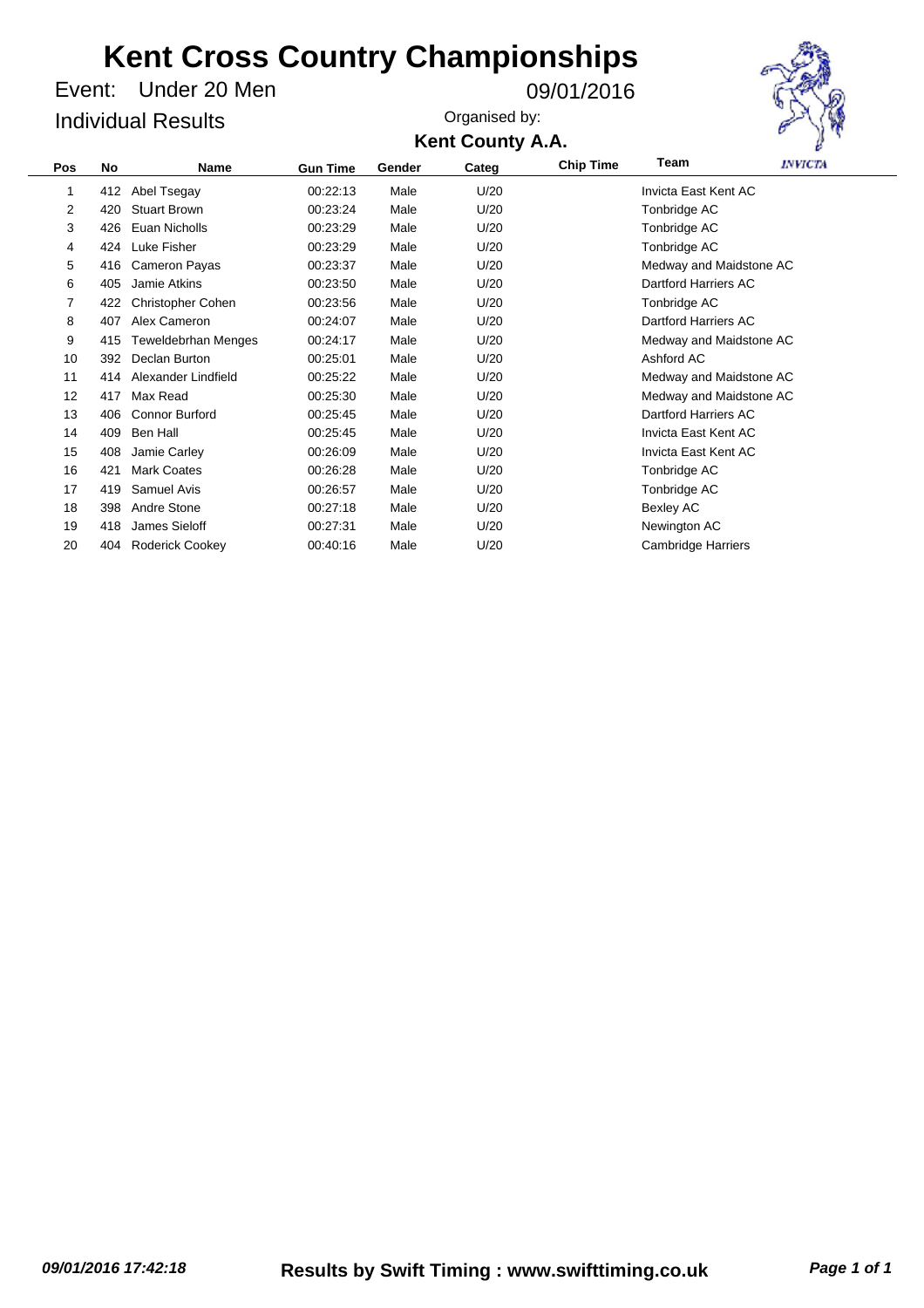# Kent Cross Country Championships

Event: Under 20 Men

09/01/2016

Individual Results

Organised by:

**Kent County A.A.**

| Pos | No | Name | Gun Time | Gender | Categ | Chip Time | Team |
|---|---|---|---|---|---|---|---|
| 1 | 412 | Abel Tsegay | 00:22:13 | Male | U/20 | | Invicta East Kent AC |
| 2 | 420 | Stuart Brown | 00:23:24 | Male | U/20 | | Tonbridge AC |
| 3 | 426 | Euan Nicholls | 00:23:29 | Male | U/20 | | Tonbridge AC |
| 4 | 424 | Luke Fisher | 00:23:29 | Male | U/20 | | Tonbridge AC |
| 5 | 416 | Cameron Payas | 00:23:37 | Male | U/20 | | Medway and Maidstone AC |
| 6 | 405 | Jamie Atkins | 00:23:50 | Male | U/20 | | Dartford Harriers AC |
| 7 | 422 | Christopher Cohen | 00:23:56 | Male | U/20 | | Tonbridge AC |
| 8 | 407 | Alex Cameron | 00:24:07 | Male | U/20 | | Dartford Harriers AC |
| 9 | 415 | Teweldebrhan Menges | 00:24:17 | Male | U/20 | | Medway and Maidstone AC |
| 10 | 392 | Declan Burton | 00:25:01 | Male | U/20 | | Ashford AC |
| 11 | 414 | Alexander Lindfield | 00:25:22 | Male | U/20 | | Medway and Maidstone AC |
| 12 | 417 | Max Read | 00:25:30 | Male | U/20 | | Medway and Maidstone AC |
| 13 | 406 | Connor Burford | 00:25:45 | Male | U/20 | | Dartford Harriers AC |
| 14 | 409 | Ben Hall | 00:25:45 | Male | U/20 | | Invicta East Kent AC |
| 15 | 408 | Jamie Carley | 00:26:09 | Male | U/20 | | Invicta East Kent AC |
| 16 | 421 | Mark Coates | 00:26:28 | Male | U/20 | | Tonbridge AC |
| 17 | 419 | Samuel Avis | 00:26:57 | Male | U/20 | | Tonbridge AC |
| 18 | 398 | Andre Stone | 00:27:18 | Male | U/20 | | Bexley AC |
| 19 | 418 | James Sieloff | 00:27:31 | Male | U/20 | | Newington AC |
| 20 | 404 | Roderick Cookey | 00:40:16 | Male | U/20 | | Cambridge Harriers |

*09/01/2016 17:42:18* **Results by Swift Timing : www.swifttiming.co.uk**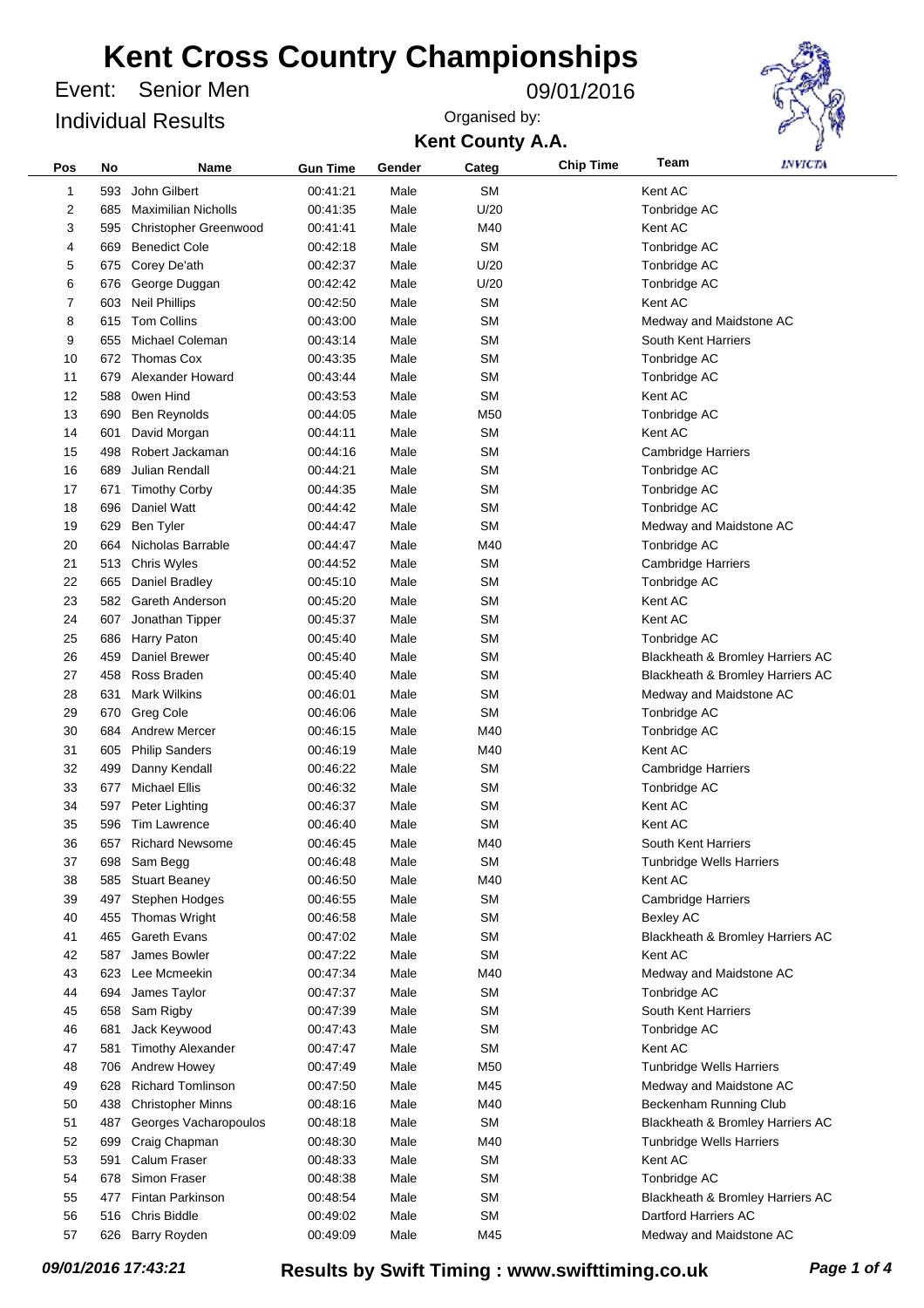# Kent Cross Country Championships

Event: Senior Men

09/01/2016

Individual Results

Organised by:

**Kent County A.A.**

| Pos | No | Name | Gun Time | Gender | Categ | Chip Time | Team |
|---|---|---|---|---|---|---|---|
| 1 | 593 | John Gilbert | 00:41:21 | Male | SM | | Kent AC |
| 2 | 685 | Maximilian Nicholls | 00:41:35 | Male | U/20 | | Tonbridge AC |
| 3 | 595 | Christopher Greenwood | 00:41:41 | Male | M40 | | Kent AC |
| 4 | 669 | Benedict Cole | 00:42:18 | Male | SM | | Tonbridge AC |
| 5 | 675 | Corey De'ath | 00:42:37 | Male | U/20 | | Tonbridge AC |
| 6 | 676 | George Duggan | 00:42:42 | Male | U/20 | | Tonbridge AC |
| 7 | 603 | Neil Phillips | 00:42:50 | Male | SM | | Kent AC |
| 8 | 615 | Tom Collins | 00:43:00 | Male | SM | | Medway and Maidstone AC |
| 9 | 655 | Michael Coleman | 00:43:14 | Male | SM | | South Kent Harriers |
| 10 | 672 | Thomas Cox | 00:43:35 | Male | SM | | Tonbridge AC |
| 11 | 679 | Alexander Howard | 00:43:44 | Male | SM | | Tonbridge AC |
| 12 | 588 | 0wen Hind | 00:43:53 | Male | SM | | Kent AC |
| 13 | 690 | Ben Reynolds | 00:44:05 | Male | M50 | | Tonbridge AC |
| 14 | 601 | David Morgan | 00:44:11 | Male | SM | | Kent AC |
| 15 | 498 | Robert Jackaman | 00:44:16 | Male | SM | | Cambridge Harriers |
| 16 | 689 | Julian Rendall | 00:44:21 | Male | SM | | Tonbridge AC |
| 17 | 671 | Timothy Corby | 00:44:35 | Male | SM | | Tonbridge AC |
| 18 | 696 | Daniel Watt | 00:44:42 | Male | SM | | Tonbridge AC |
| 19 | 629 | Ben Tyler | 00:44:47 | Male | SM | | Medway and Maidstone AC |
| 20 | 664 | Nicholas Barrable | 00:44:47 | Male | M40 | | Tonbridge AC |
| 21 | 513 | Chris Wyles | 00:44:52 | Male | SM | | Cambridge Harriers |
| 22 | 665 | Daniel Bradley | 00:45:10 | Male | SM | | Tonbridge AC |
| 23 | 582 | Gareth Anderson | 00:45:20 | Male | SM | | Kent AC |
| 24 | 607 | Jonathan Tipper | 00:45:37 | Male | SM | | Kent AC |
| 25 | 686 | Harry Paton | 00:45:40 | Male | SM | | Tonbridge AC |
| 26 | 459 | Daniel Brewer | 00:45:40 | Male | SM | | Blackheath & Bromley Harriers AC |
| 27 | 458 | Ross Braden | 00:45:40 | Male | SM | | Blackheath & Bromley Harriers AC |
| 28 | 631 | Mark Wilkins | 00:46:01 | Male | SM | | Medway and Maidstone AC |
| 29 | 670 | Greg Cole | 00:46:06 | Male | SM | | Tonbridge AC |
| 30 | 684 | Andrew Mercer | 00:46:15 | Male | M40 | | Tonbridge AC |
| 31 | 605 | Philip Sanders | 00:46:19 | Male | M40 | | Kent AC |
| 32 | 499 | Danny Kendall | 00:46:22 | Male | SM | | Cambridge Harriers |
| 33 | 677 | Michael Ellis | 00:46:32 | Male | SM | | Tonbridge AC |
| 34 | 597 | Peter Lighting | 00:46:37 | Male | SM | | Kent AC |
| 35 | 596 | Tim Lawrence | 00:46:40 | Male | SM | | Kent AC |
| 36 | 657 | Richard Newsome | 00:46:45 | Male | M40 | | South Kent Harriers |
| 37 | 698 | Sam Begg | 00:46:48 | Male | SM | | Tunbridge Wells Harriers |
| 38 | 585 | Stuart Beaney | 00:46:50 | Male | M40 | | Kent AC |
| 39 | 497 | Stephen Hodges | 00:46:55 | Male | SM | | Cambridge Harriers |
| 40 | 455 | Thomas Wright | 00:46:58 | Male | SM | | Bexley AC |
| 41 | 465 | Gareth Evans | 00:47:02 | Male | SM | | Blackheath & Bromley Harriers AC |
| 42 | 587 | James Bowler | 00:47:22 | Male | SM | | Kent AC |
| 43 | 623 | Lee Mcmeekin | 00:47:34 | Male | M40 | | Medway and Maidstone AC |
| 44 | 694 | James Taylor | 00:47:37 | Male | SM | | Tonbridge AC |
| 45 | 658 | Sam Rigby | 00:47:39 | Male | SM | | South Kent Harriers |
| 46 | 681 | Jack Keywood | 00:47:43 | Male | SM | | Tonbridge AC |
| 47 | 581 | Timothy Alexander | 00:47:47 | Male | SM | | Kent AC |
| 48 | 706 | Andrew Howey | 00:47:49 | Male | M50 | | Tunbridge Wells Harriers |
| 49 | 628 | Richard Tomlinson | 00:47:50 | Male | M45 | | Medway and Maidstone AC |
| 50 | 438 | Christopher Minns | 00:48:16 | Male | M40 | | Beckenham Running Club |
| 51 | 487 | Georges Vacharopoulos | 00:48:18 | Male | SM | | Blackheath & Bromley Harriers AC |
| 52 | 699 | Craig Chapman | 00:48:30 | Male | M40 | | Tunbridge Wells Harriers |
| 53 | 591 | Calum Fraser | 00:48:33 | Male | SM | | Kent AC |
| 54 | 678 | Simon Fraser | 00:48:38 | Male | SM | | Tonbridge AC |
| 55 | 477 | Fintan Parkinson | 00:48:54 | Male | SM | | Blackheath & Bromley Harriers AC |
| 56 | 516 | Chris Biddle | 00:49:02 | Male | SM | | Dartford Harriers AC |
| 57 | 626 | Barry Royden | 00:49:09 | Male | M45 | | Medway and Maidstone AC |

*09/01/2016 17:43:21* **Results by Swift Timing : www.swifttiming.co.uk**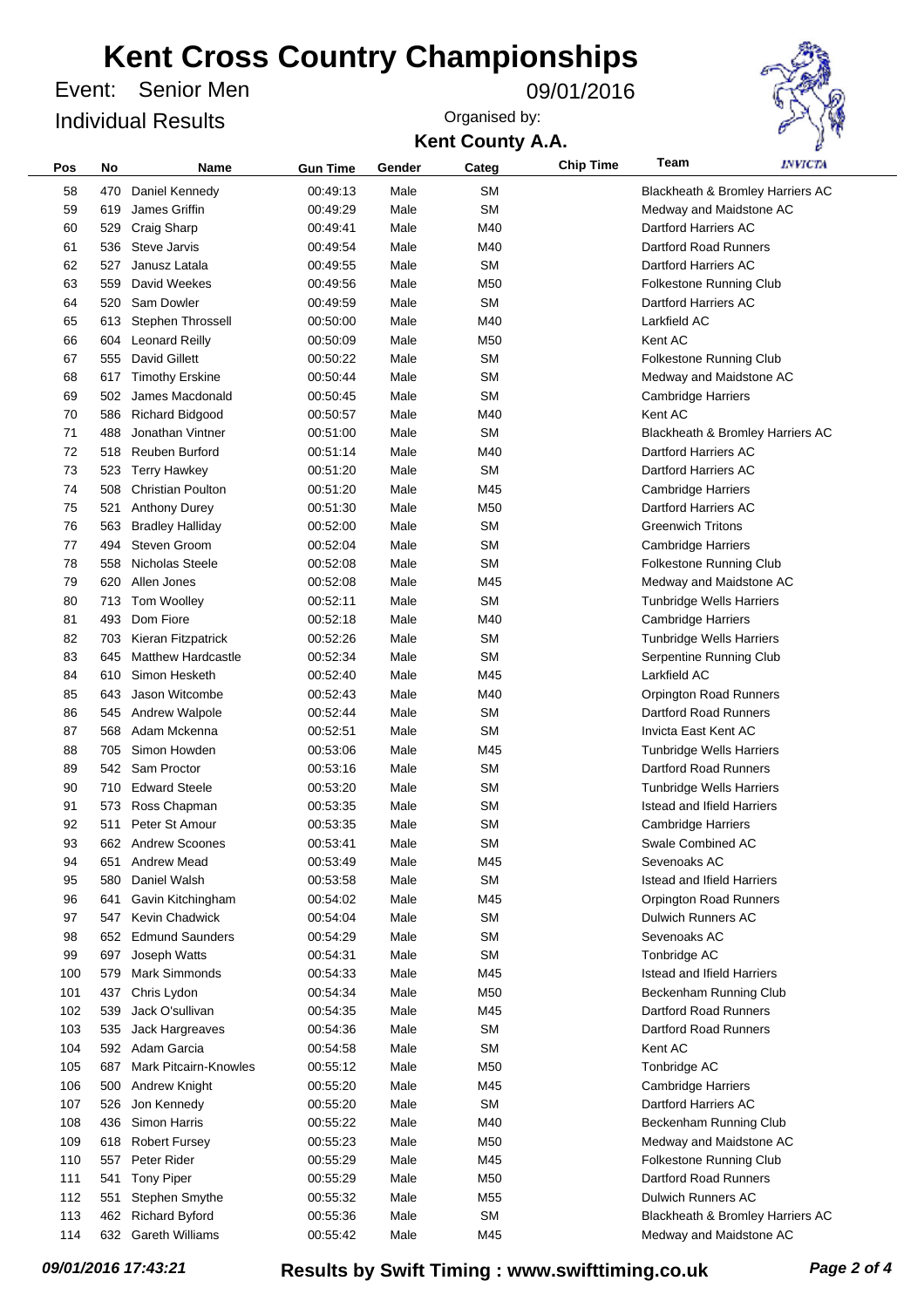# Kent Cross Country Championships

Event: Senior Men

09/01/2016

Individual Results

Organised by:

**Kent County A.A.**

| Pos | No | Name | Gun Time | Gender | Categ | Chip Time | Team |
|---|---|---|---|---|---|---|---|
| 58 | 470 | Daniel Kennedy | 00:49:13 | Male | SM | | Blackheath & Bromley Harriers AC |
| 59 | 619 | James Griffin | 00:49:29 | Male | SM | | Medway and Maidstone AC |
| 60 | 529 | Craig Sharp | 00:49:41 | Male | M40 | | Dartford Harriers AC |
| 61 | 536 | Steve Jarvis | 00:49:54 | Male | M40 | | Dartford Road Runners |
| 62 | 527 | Janusz Latala | 00:49:55 | Male | SM | | Dartford Harriers AC |
| 63 | 559 | David Weekes | 00:49:56 | Male | M50 | | Folkestone Running Club |
| 64 | 520 | Sam Dowler | 00:49:59 | Male | SM | | Dartford Harriers AC |
| 65 | 613 | Stephen Throssell | 00:50:00 | Male | M40 | | Larkfield AC |
| 66 | 604 | Leonard Reilly | 00:50:09 | Male | M50 | | Kent AC |
| 67 | 555 | David Gillett | 00:50:22 | Male | SM | | Folkestone Running Club |
| 68 | 617 | Timothy Erskine | 00:50:44 | Male | SM | | Medway and Maidstone AC |
| 69 | 502 | James Macdonald | 00:50:45 | Male | SM | | Cambridge Harriers |
| 70 | 586 | Richard Bidgood | 00:50:57 | Male | M40 | | Kent AC |
| 71 | 488 | Jonathan Vintner | 00:51:00 | Male | SM | | Blackheath & Bromley Harriers AC |
| 72 | 518 | Reuben Burford | 00:51:14 | Male | M40 | | Dartford Harriers AC |
| 73 | 523 | Terry Hawkey | 00:51:20 | Male | SM | | Dartford Harriers AC |
| 74 | 508 | Christian Poulton | 00:51:20 | Male | M45 | | Cambridge Harriers |
| 75 | 521 | Anthony Durey | 00:51:30 | Male | M50 | | Dartford Harriers AC |
| 76 | 563 | Bradley Halliday | 00:52:00 | Male | SM | | Greenwich Tritons |
| 77 | 494 | Steven Groom | 00:52:04 | Male | SM | | Cambridge Harriers |
| 78 | 558 | Nicholas Steele | 00:52:08 | Male | SM | | Folkestone Running Club |
| 79 | 620 | Allen Jones | 00:52:08 | Male | M45 | | Medway and Maidstone AC |
| 80 | 713 | Tom Woolley | 00:52:11 | Male | SM | | Tunbridge Wells Harriers |
| 81 | 493 | Dom Fiore | 00:52:18 | Male | M40 | | Cambridge Harriers |
| 82 | 703 | Kieran Fitzpatrick | 00:52:26 | Male | SM | | Tunbridge Wells Harriers |
| 83 | 645 | Matthew Hardcastle | 00:52:34 | Male | SM | | Serpentine Running Club |
| 84 | 610 | Simon Hesketh | 00:52:40 | Male | M45 | | Larkfield AC |
| 85 | 643 | Jason Witcombe | 00:52:43 | Male | M40 | | Orpington Road Runners |
| 86 | 545 | Andrew Walpole | 00:52:44 | Male | SM | | Dartford Road Runners |
| 87 | 568 | Adam Mckenna | 00:52:51 | Male | SM | | Invicta East Kent AC |
| 88 | 705 | Simon Howden | 00:53:06 | Male | M45 | | Tunbridge Wells Harriers |
| 89 | 542 | Sam Proctor | 00:53:16 | Male | SM | | Dartford Road Runners |
| 90 | 710 | Edward Steele | 00:53:20 | Male | SM | | Tunbridge Wells Harriers |
| 91 | 573 | Ross Chapman | 00:53:35 | Male | SM | | Istead and Ifield Harriers |
| 92 | 511 | Peter St Amour | 00:53:35 | Male | SM | | Cambridge Harriers |
| 93 | 662 | Andrew Scoones | 00:53:41 | Male | SM | | Swale Combined AC |
| 94 | 651 | Andrew Mead | 00:53:49 | Male | M45 | | Sevenoaks AC |
| 95 | 580 | Daniel Walsh | 00:53:58 | Male | SM | | Istead and Ifield Harriers |
| 96 | 641 | Gavin Kitchingham | 00:54:02 | Male | M45 | | Orpington Road Runners |
| 97 | 547 | Kevin Chadwick | 00:54:04 | Male | SM | | Dulwich Runners AC |
| 98 | 652 | Edmund Saunders | 00:54:29 | Male | SM | | Sevenoaks AC |
| 99 | 697 | Joseph Watts | 00:54:31 | Male | SM | | Tonbridge AC |
| 100 | 579 | Mark Simmonds | 00:54:33 | Male | M45 | | Istead and Ifield Harriers |
| 101 | 437 | Chris Lydon | 00:54:34 | Male | M50 | | Beckenham Running Club |
| 102 | 539 | Jack O'sullivan | 00:54:35 | Male | M45 | | Dartford Road Runners |
| 103 | 535 | Jack Hargreaves | 00:54:36 | Male | SM | | Dartford Road Runners |
| 104 | 592 | Adam Garcia | 00:54:58 | Male | SM | | Kent AC |
| 105 | 687 | Mark Pitcairn-Knowles | 00:55:12 | Male | M50 | | Tonbridge AC |
| 106 | 500 | Andrew Knight | 00:55:20 | Male | M45 | | Cambridge Harriers |
| 107 | 526 | Jon Kennedy | 00:55:20 | Male | SM | | Dartford Harriers AC |
| 108 | 436 | Simon Harris | 00:55:22 | Male | M40 | | Beckenham Running Club |
| 109 | 618 | Robert Fursey | 00:55:23 | Male | M50 | | Medway and Maidstone AC |
| 110 | 557 | Peter Rider | 00:55:29 | Male | M45 | | Folkestone Running Club |
| 111 | 541 | Tony Piper | 00:55:29 | Male | M50 | | Dartford Road Runners |
| 112 | 551 | Stephen Smythe | 00:55:32 | Male | M55 | | Dulwich Runners AC |
| 113 | 462 | Richard Byford | 00:55:36 | Male | SM | | Blackheath & Bromley Harriers AC |
| 114 | 632 | Gareth Williams | 00:55:42 | Male | M45 | | Medway and Maidstone AC |

*09/01/2016 17:43:21* **Results by Swift Timing : www.swifttiming.co.uk**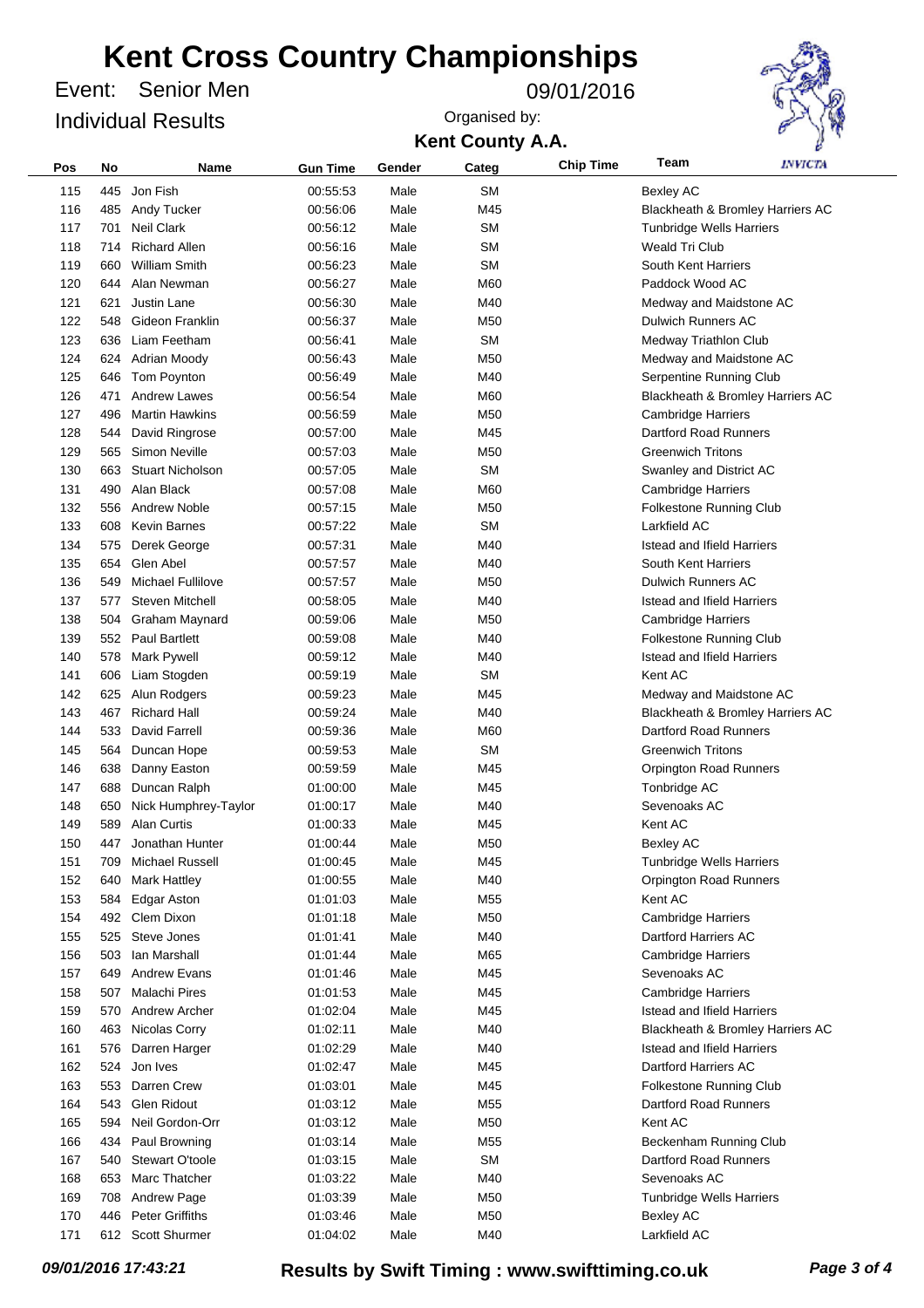# Kent Cross Country Championships

Event: Senior Men

09/01/2016

Individual Results

Organised by:

**Kent County A.A.**

| Pos | No | Name | Gun Time | Gender | Categ | Chip Time | Team |
|---|---|---|---|---|---|---|---|
| 115 | 445 | Jon Fish | 00:55:53 | Male | SM | | Bexley AC |
| 116 | 485 | Andy Tucker | 00:56:06 | Male | M45 | | Blackheath & Bromley Harriers AC |
| 117 | 701 | Neil Clark | 00:56:12 | Male | SM | | Tunbridge Wells Harriers |
| 118 | 714 | Richard Allen | 00:56:16 | Male | SM | | Weald Tri Club |
| 119 | 660 | William Smith | 00:56:23 | Male | SM | | South Kent Harriers |
| 120 | 644 | Alan Newman | 00:56:27 | Male | M60 | | Paddock Wood AC |
| 121 | 621 | Justin Lane | 00:56:30 | Male | M40 | | Medway and Maidstone AC |
| 122 | 548 | Gideon Franklin | 00:56:37 | Male | M50 | | Dulwich Runners AC |
| 123 | 636 | Liam Feetham | 00:56:41 | Male | SM | | Medway Triathlon Club |
| 124 | 624 | Adrian Moody | 00:56:43 | Male | M50 | | Medway and Maidstone AC |
| 125 | 646 | Tom Poynton | 00:56:49 | Male | M40 | | Serpentine Running Club |
| 126 | 471 | Andrew Lawes | 00:56:54 | Male | M60 | | Blackheath & Bromley Harriers AC |
| 127 | 496 | Martin Hawkins | 00:56:59 | Male | M50 | | Cambridge Harriers |
| 128 | 544 | David Ringrose | 00:57:00 | Male | M45 | | Dartford Road Runners |
| 129 | 565 | Simon Neville | 00:57:03 | Male | M50 | | Greenwich Tritons |
| 130 | 663 | Stuart Nicholson | 00:57:05 | Male | SM | | Swanley and District AC |
| 131 | 490 | Alan Black | 00:57:08 | Male | M60 | | Cambridge Harriers |
| 132 | 556 | Andrew Noble | 00:57:15 | Male | M50 | | Folkestone Running Club |
| 133 | 608 | Kevin Barnes | 00:57:22 | Male | SM | | Larkfield AC |
| 134 | 575 | Derek George | 00:57:31 | Male | M40 | | Istead and Ifield Harriers |
| 135 | 654 | Glen Abel | 00:57:57 | Male | M40 | | South Kent Harriers |
| 136 | 549 | Michael Fullilove | 00:57:57 | Male | M50 | | Dulwich Runners AC |
| 137 | 577 | Steven Mitchell | 00:58:05 | Male | M40 | | Istead and Ifield Harriers |
| 138 | 504 | Graham Maynard | 00:59:06 | Male | M50 | | Cambridge Harriers |
| 139 | 552 | Paul Bartlett | 00:59:08 | Male | M40 | | Folkestone Running Club |
| 140 | 578 | Mark Pywell | 00:59:12 | Male | M40 | | Istead and Ifield Harriers |
| 141 | 606 | Liam Stogden | 00:59:19 | Male | SM | | Kent AC |
| 142 | 625 | Alun Rodgers | 00:59:23 | Male | M45 | | Medway and Maidstone AC |
| 143 | 467 | Richard Hall | 00:59:24 | Male | M40 | | Blackheath & Bromley Harriers AC |
| 144 | 533 | David Farrell | 00:59:36 | Male | M60 | | Dartford Road Runners |
| 145 | 564 | Duncan Hope | 00:59:53 | Male | SM | | Greenwich Tritons |
| 146 | 638 | Danny Easton | 00:59:59 | Male | M45 | | Orpington Road Runners |
| 147 | 688 | Duncan Ralph | 01:00:00 | Male | M45 | | Tonbridge AC |
| 148 | 650 | Nick Humphrey-Taylor | 01:00:17 | Male | M40 | | Sevenoaks AC |
| 149 | 589 | Alan Curtis | 01:00:33 | Male | M45 | | Kent AC |
| 150 | 447 | Jonathan Hunter | 01:00:44 | Male | M50 | | Bexley AC |
| 151 | 709 | Michael Russell | 01:00:45 | Male | M45 | | Tunbridge Wells Harriers |
| 152 | 640 | Mark Hattley | 01:00:55 | Male | M40 | | Orpington Road Runners |
| 153 | 584 | Edgar Aston | 01:01:03 | Male | M55 | | Kent AC |
| 154 | 492 | Clem Dixon | 01:01:18 | Male | M50 | | Cambridge Harriers |
| 155 | 525 | Steve Jones | 01:01:41 | Male | M40 | | Dartford Harriers AC |
| 156 | 503 | Ian Marshall | 01:01:44 | Male | M65 | | Cambridge Harriers |
| 157 | 649 | Andrew Evans | 01:01:46 | Male | M45 | | Sevenoaks AC |
| 158 | 507 | Malachi Pires | 01:01:53 | Male | M45 | | Cambridge Harriers |
| 159 | 570 | Andrew Archer | 01:02:04 | Male | M45 | | Istead and Ifield Harriers |
| 160 | 463 | Nicolas Corry | 01:02:11 | Male | M40 | | Blackheath & Bromley Harriers AC |
| 161 | 576 | Darren Harger | 01:02:29 | Male | M40 | | Istead and Ifield Harriers |
| 162 | 524 | Jon Ives | 01:02:47 | Male | M45 | | Dartford Harriers AC |
| 163 | 553 | Darren Crew | 01:03:01 | Male | M45 | | Folkestone Running Club |
| 164 | 543 | Glen Ridout | 01:03:12 | Male | M55 | | Dartford Road Runners |
| 165 | 594 | Neil Gordon-Orr | 01:03:12 | Male | M50 | | Kent AC |
| 166 | 434 | Paul Browning | 01:03:14 | Male | M55 | | Beckenham Running Club |
| 167 | 540 | Stewart O'toole | 01:03:15 | Male | SM | | Dartford Road Runners |
| 168 | 653 | Marc Thatcher | 01:03:22 | Male | M40 | | Sevenoaks AC |
| 169 | 708 | Andrew Page | 01:03:39 | Male | M50 | | Tunbridge Wells Harriers |
| 170 | 446 | Peter Griffiths | 01:03:46 | Male | M50 | | Bexley AC |
| 171 | 612 | Scott Shurmer | 01:04:02 | Male | M40 | | Larkfield AC |

*09/01/2016 17:43:21* **Results by Swift Timing : www.swifttiming.co.uk**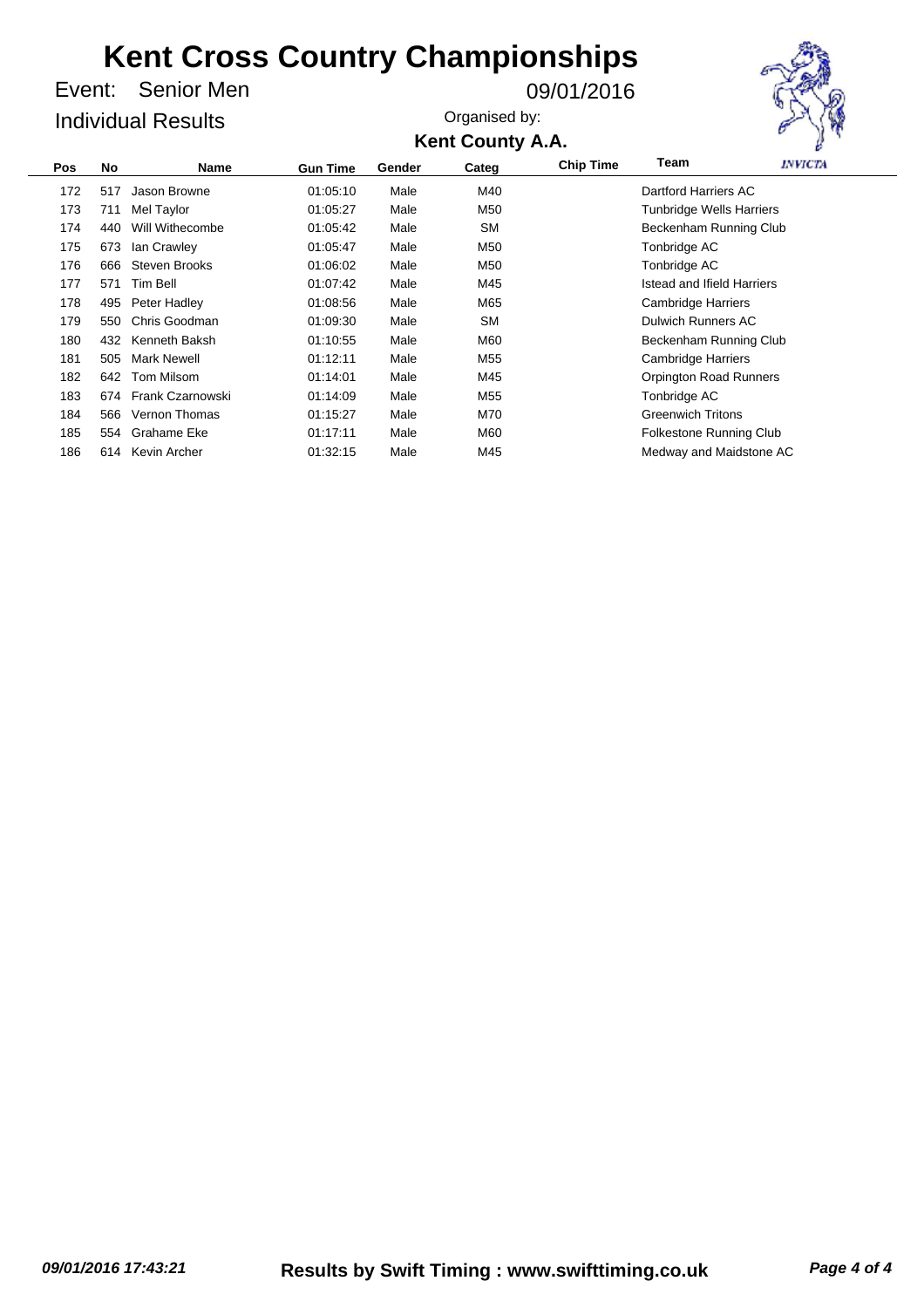# Kent Cross Country Championships

Event: Senior Men

09/01/2016

Individual Results

Organised by:

**Kent County A.A.**

| Pos | No | Name | Gun Time | Gender | Categ | Chip Time | Team |
|---|---|---|---|---|---|---|---|
| 172 | 517 | Jason Browne | 01:05:10 | Male | M40 | | Dartford Harriers AC |
| 173 | 711 | Mel Taylor | 01:05:27 | Male | M50 | | Tunbridge Wells Harriers |
| 174 | 440 | Will Withecombe | 01:05:42 | Male | SM | | Beckenham Running Club |
| 175 | 673 | Ian Crawley | 01:05:47 | Male | M50 | | Tonbridge AC |
| 176 | 666 | Steven Brooks | 01:06:02 | Male | M50 | | Tonbridge AC |
| 177 | 571 | Tim Bell | 01:07:42 | Male | M45 | | Istead and Ifield Harriers |
| 178 | 495 | Peter Hadley | 01:08:56 | Male | M65 | | Cambridge Harriers |
| 179 | 550 | Chris Goodman | 01:09:30 | Male | SM | | Dulwich Runners AC |
| 180 | 432 | Kenneth Baksh | 01:10:55 | Male | M60 | | Beckenham Running Club |
| 181 | 505 | Mark Newell | 01:12:11 | Male | M55 | | Cambridge Harriers |
| 182 | 642 | Tom Milsom | 01:14:01 | Male | M45 | | Orpington Road Runners |
| 183 | 674 | Frank Czarnowski | 01:14:09 | Male | M55 | | Tonbridge AC |
| 184 | 566 | Vernon Thomas | 01:15:27 | Male | M70 | | Greenwich Tritons |
| 185 | 554 | Grahame Eke | 01:17:11 | Male | M60 | | Folkestone Running Club |
| 186 | 614 | Kevin Archer | 01:32:15 | Male | M45 | | Medway and Maidstone AC |

*09/01/2016 17:43:21* **Results by Swift Timing : www.swifttiming.co.uk**